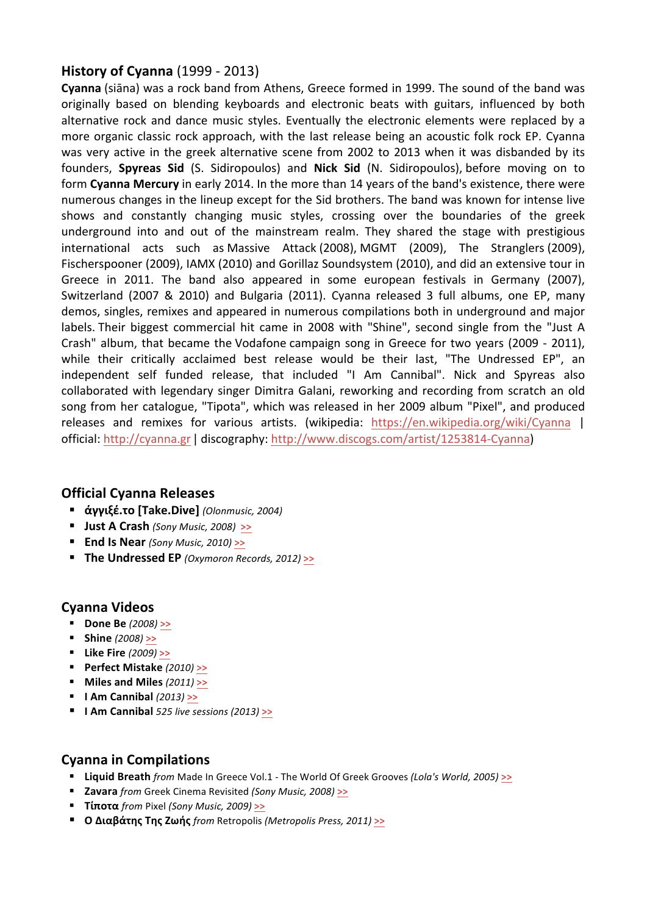## History of Cyanna (1999 - 2013)

**Cyanna** (siāna) was a rock band from Athens, Greece formed in 1999. The sound of the band was originally based on blending keyboards and electronic beats with guitars, influenced by both alternative rock and dance music styles. Eventually the electronic elements were replaced by a more organic classic rock approach, with the last release being an acoustic folk rock EP. Cyanna was very active in the greek alternative scene from 2002 to 2013 when it was disbanded by its founders, **Spyreas Sid** (S. Sidiropoulos) and **Nick Sid** (N. Sidiropoulos), before moving on to form **Cyanna Mercury** in early 2014. In the more than 14 years of the band's existence, there were numerous changes in the lineup except for the Sid brothers. The band was known for intense live shows and constantly changing music styles, crossing over the boundaries of the greek underground into and out of the mainstream realm. They shared the stage with prestigious international acts such as Massive Attack (2008), MGMT (2009), The Stranglers (2009), Fischerspooner (2009), IAMX (2010) and Gorillaz Soundsystem (2010), and did an extensive tour in Greece in 2011. The band also appeared in some european festivals in Germany (2007), Switzerland (2007 & 2010) and Bulgaria (2011). Cyanna released 3 full albums, one EP, many demos, singles, remixes and appeared in numerous compilations both in underground and major labels. Their biggest commercial hit came in 2008 with "Shine", second single from the "Just A Crash" album, that became the Vodafone campaign song in Greece for two years (2009 - 2011), while their critically acclaimed best release would be their last, "The Undressed EP", an independent self funded release, that included "I Am Cannibal". Nick and Spyreas also collaborated with legendary singer Dimitra Galani, reworking and recording from scratch an old song from her catalogue, "Tipota", which was released in her 2009 album "Pixel", and produced releases and remixes for various artists. (wikipedia: https://en.wikipedia.org/wiki/Cyanna | official: http://cyanna.gr | discography: http://www.discogs.com/artist/1253814-Cyanna)

## Official Cyanna Releases

- **άγγιξέ.το [Take.Dive]** *(Olonmusic, 2004)*
- **Just A Crash** *(Sony Music, 2008)* >>
- **End Is Near** *(Sony Music, 2010)* >>
- **The Undressed EP** *(Oxymoron Records, 2012)* >>

## Cyanna Videos

- **Done Be** *(2008)* >>
- **Shine** *(2008)* >>
- **Like Fire** *(2009)* >>
- **Perfect Mistake** *(2010)* >>
- **Miles and Miles** *(2011)* >>
- **I Am Cannibal** *(2013)* >>
- **I Am Cannibal** *525 live sessions (2013)* >>

## Cyanna in Compilations

- **Liquid Breath** *from* Made In Greece Vol.1 - The World Of Greek Grooves *(Lola's World, 2005)* >>
- **Zavara** *from* Greek Cinema Revisited *(Sony Music, 2008)* >>
- **Τίποτα** *from* Pixel *(Sony Music, 2009)* >>
- **Ο Διαβάτης Της Ζωής** *from* Retropolis *(Metropolis Press, 2011)* >>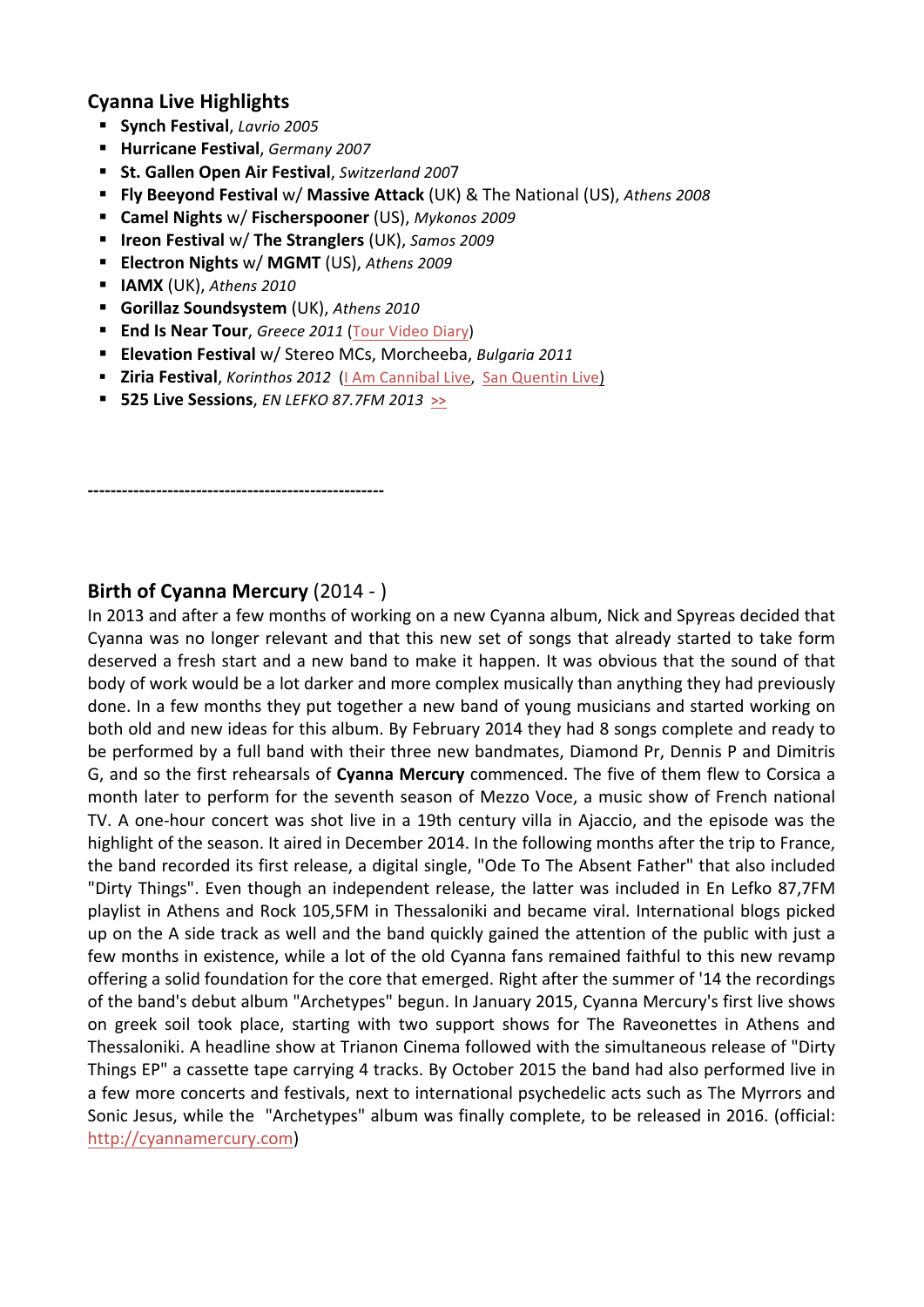## Cyanna Live Highlights

- **Synch Festival**, *Lavrio 2005*
- **Hurricane Festival**, *Germany 2007*
- **St. Gallen Open Air Festival**, *Switzerland 2007*
- **Fly Beeyond Festival** w/ **Massive Attack** (UK) & The National (US), *Athens 2008*
- **Camel Nights** w/ **Fischerspooner** (US), *Mykonos 2009*
- **Ireon Festival** w/ **The Stranglers** (UK), *Samos 2009*
- **Electron Nights** w/ **MGMT** (US), *Athens 2009*
- **IAMX** (UK), *Athens 2010*
- **Gorillaz Soundsystem** (UK), *Athens 2010*
- **End Is Near Tour**, *Greece 2011* (Tour Video Diary)
- **Elevation Festival** w/ Stereo MCs, Morcheeba, *Bulgaria 2011*
- **Ziria Festival**, *Korinthos 2012* (I Am Cannibal Live, San Quentin Live)
- **525 Live Sessions**, *EN LEFKO 87.7FM 2013* >>

---

## **Birth of Cyanna Mercury** (2014 - )

In 2013 and after a few months of working on a new Cyanna album, Nick and Spyreas decided that Cyanna was no longer relevant and that this new set of songs that already started to take form deserved a fresh start and a new band to make it happen. It was obvious that the sound of that body of work would be a lot darker and more complex musically than anything they had previously done. In a few months they put together a new band of young musicians and started working on both old and new ideas for this album. By February 2014 they had 8 songs complete and ready to be performed by a full band with their three new bandmates, Diamond Pr, Dennis P and Dimitris G, and so the first rehearsals of **Cyanna Mercury** commenced. The five of them flew to Corsica a month later to perform for the seventh season of Mezzo Voce, a music show of French national TV. A one-hour concert was shot live in a 19th century villa in Ajaccio, and the episode was the highlight of the season. It aired in December 2014. In the following months after the trip to France, the band recorded its first release, a digital single, "Ode To The Absent Father" that also included "Dirty Things". Even though an independent release, the latter was included in En Lefko 87,7FM playlist in Athens and Rock 105,5FM in Thessaloniki and became viral. International blogs picked up on the A side track as well and the band quickly gained the attention of the public with just a few months in existence, while a lot of the old Cyanna fans remained faithful to this new revamp offering a solid foundation for the core that emerged. Right after the summer of '14 the recordings of the band's debut album "Archetypes" begun. In January 2015, Cyanna Mercury's first live shows on greek soil took place, starting with two support shows for The Raveonettes in Athens and Thessaloniki. A headline show at Trianon Cinema followed with the simultaneous release of "Dirty Things EP" a cassette tape carrying 4 tracks. By October 2015 the band had also performed live in a few more concerts and festivals, next to international psychedelic acts such as The Myrrors and Sonic Jesus, while the "Archetypes" album was finally complete, to be released in 2016. (official: http://cyannamercury.com)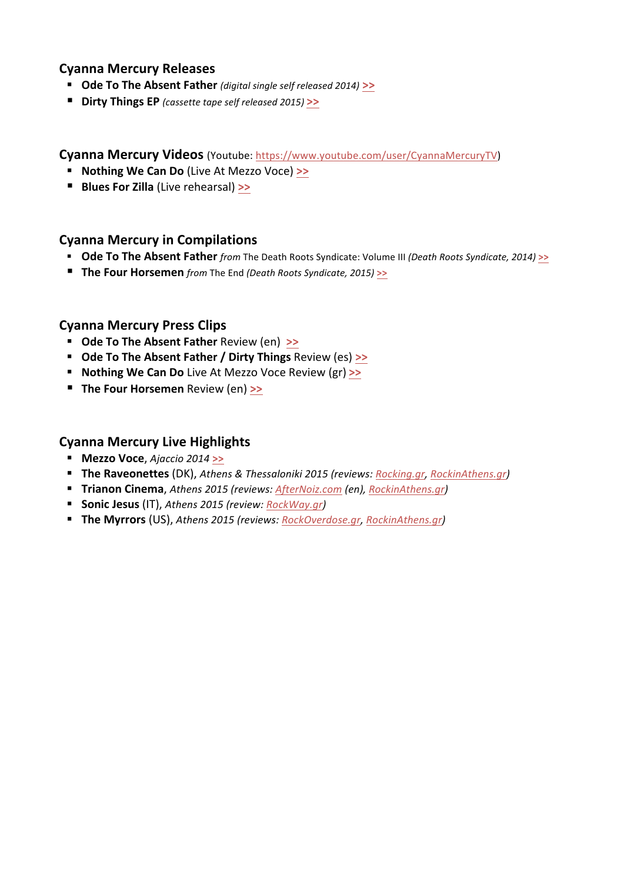### Cyanna Mercury Releases

- **Ode To The Absent Father** *(digital single self released 2014)* >>
- **Dirty Things EP** *(cassette tape self released 2015)* >>

### Cyanna Mercury Videos (Youtube: https://www.youtube.com/user/CyannaMercuryTV)

- **Nothing We Can Do** (Live At Mezzo Voce) >>
- **Blues For Zilla** (Live rehearsal) >>

### Cyanna Mercury in Compilations

- **Ode To The Absent Father** *from* The Death Roots Syndicate: Volume III *(Death Roots Syndicate, 2014)* >>
- **The Four Horsemen** *from* The End *(Death Roots Syndicate, 2015)* >>

### Cyanna Mercury Press Clips

- **Ode To The Absent Father** Review (en) >>
- **Ode To The Absent Father / Dirty Things** Review (es) >>
- **Nothing We Can Do** Live At Mezzo Voce Review (gr) >>
- **The Four Horsemen** Review (en) >>

### Cyanna Mercury Live Highlights

- **Mezzo Voce**, *Ajaccio 2014* >>
- **The Raveonettes** (DK), *Athens & Thessaloniki 2015 (reviews: Rocking.gr, RockinAthens.gr)*
- **Trianon Cinema**, *Athens 2015 (reviews: AfterNoiz.com (en), RockinAthens.gr)*
- **Sonic Jesus** (IT), *Athens 2015 (review: RockWay.gr)*
- **The Myrrors** (US), *Athens 2015 (reviews: RockOverdose.gr, RockinAthens.gr)*